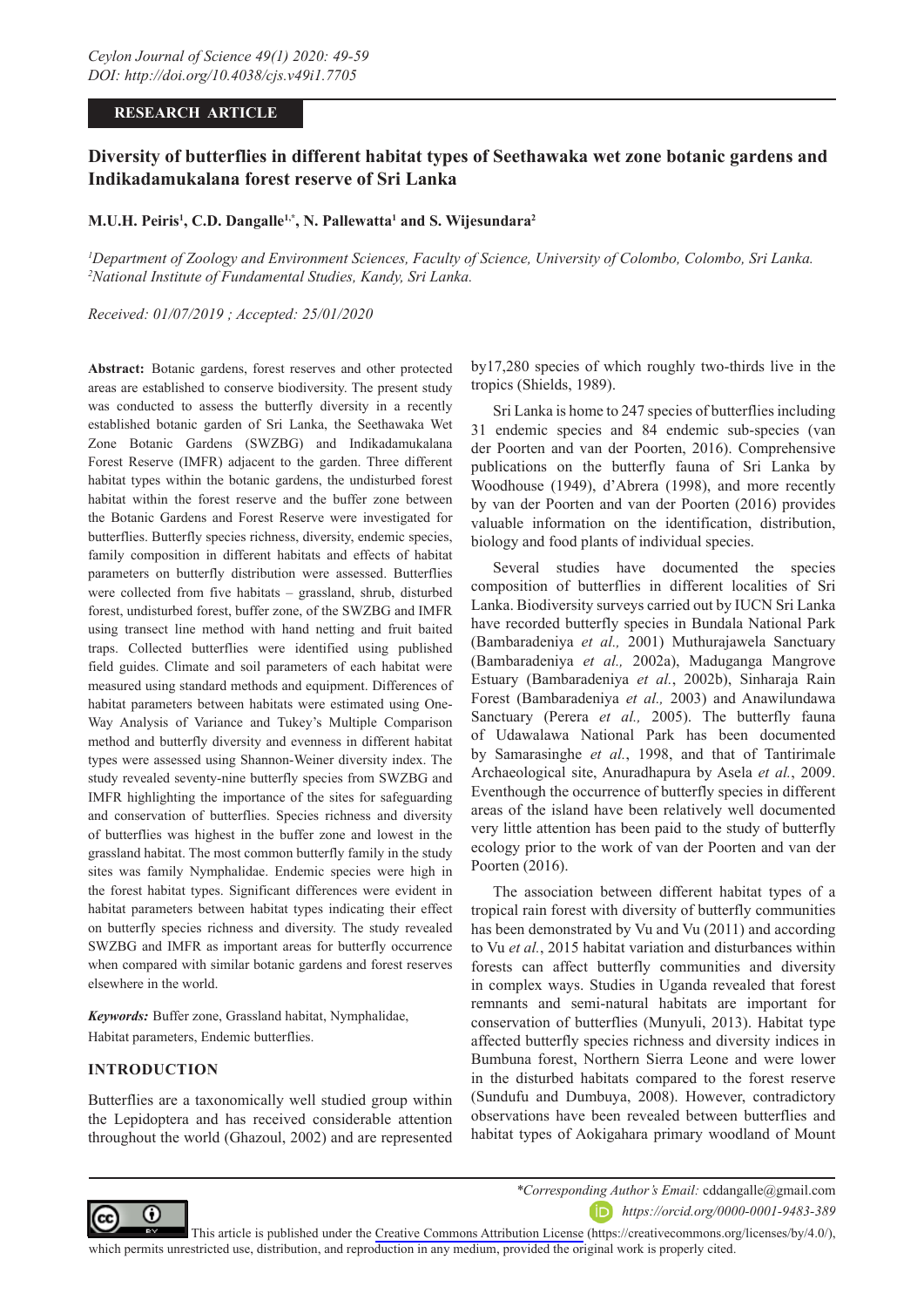RESEARCH ARTICLE

# Diversity of butterflies in different habitat types of Seethawaka wet zone botanic gardens and Indikadamukalana forest reserve of Sri Lanka

**M.U.H. Peiris[1], C.D. Dangalle[1,*], N. Pallewatta[1] and S. Wijesundara[2]**

*[1]Department of Zoology and Environment Sciences, Faculty of Science, University of Colombo, Colombo, Sri Lanka.*
*[2]National Institute of Fundamental Studies, Kandy, Sri Lanka.*

*Received: 01/07/2019 ; Accepted: 25/01/2020*

**Abstract:** Botanic gardens, forest reserves and other protected areas are established to conserve biodiversity. The present study was conducted to assess the butterfly diversity in a recently established botanic garden of Sri Lanka, the Seethawaka Wet Zone Botanic Gardens (SWZBG) and Indikadamukalana Forest Reserve (IMFR) adjacent to the garden. Three different habitat types within the botanic gardens, the undisturbed forest habitat within the forest reserve and the buffer zone between the Botanic Gardens and Forest Reserve were investigated for butterflies. Butterfly species richness, diversity, endemic species, family composition in different habitats and effects of habitat parameters on butterfly distribution were assessed. Butterflies were collected from five habitats – grassland, shrub, disturbed forest, undisturbed forest, buffer zone, of the SWZBG and IMFR using transect line method with hand netting and fruit baited traps. Collected butterflies were identified using published field guides. Climate and soil parameters of each habitat were measured using standard methods and equipment. Differences of habitat parameters between habitats were estimated using One-Way Analysis of Variance and Tukey's Multiple Comparison method and butterfly diversity and evenness in different habitat types were assessed using Shannon-Weiner diversity index. The study revealed seventy-nine butterfly species from SWZBG and IMFR highlighting the importance of the sites for safeguarding and conservation of butterflies. Species richness and diversity of butterflies was highest in the buffer zone and lowest in the grassland habitat. The most common butterfly family in the study sites was family Nymphalidae. Endemic species were high in the forest habitat types. Significant differences were evident in habitat parameters between habitat types indicating their effect on butterfly species richness and diversity. The study revealed SWZBG and IMFR as important areas for butterfly occurrence when compared with similar botanic gardens and forest reserves elsewhere in the world.

***Keywords:*** Buffer zone, Grassland habitat, Nymphalidae, Habitat parameters, Endemic butterflies.

## INTRODUCTION

Butterflies are a taxonomically well studied group within the Lepidoptera and has received considerable attention throughout the world (Ghazoul, 2002) and are represented by17,280 species of which roughly two-thirds live in the tropics (Shields, 1989).

Sri Lanka is home to 247 species of butterflies including 31 endemic species and 84 endemic sub-species (van der Poorten and van der Poorten, 2016). Comprehensive publications on the butterfly fauna of Sri Lanka by Woodhouse (1949), d'Abrera (1998), and more recently by van der Poorten and van der Poorten (2016) provides valuable information on the identification, distribution, biology and food plants of individual species.

Several studies have documented the species composition of butterflies in different localities of Sri Lanka. Biodiversity surveys carried out by IUCN Sri Lanka have recorded butterfly species in Bundala National Park (Bambaradeniya *et al.,* 2001) Muthurajawela Sanctuary (Bambaradeniya *et al.,* 2002a), Maduganga Mangrove Estuary (Bambaradeniya *et al.*, 2002b), Sinharaja Rain Forest (Bambaradeniya *et al.,* 2003) and Anawilundawa Sanctuary (Perera *et al.,* 2005). The butterfly fauna of Udawalawa National Park has been documented by Samarasinghe *et al.*, 1998, and that of Tantirimale Archaeological site, Anuradhapura by Asela *et al.*, 2009. Eventhough the occurrence of butterfly species in different areas of the island have been relatively well documented very little attention has been paid to the study of butterfly ecology prior to the work of van der Poorten and van der Poorten (2016).

The association between different habitat types of a tropical rain forest with diversity of butterfly communities has been demonstrated by Vu and Vu (2011) and according to Vu *et al.*, 2015 habitat variation and disturbances within forests can affect butterfly communities and diversity in complex ways. Studies in Uganda revealed that forest remnants and semi-natural habitats are important for conservation of butterflies (Munyuli, 2013). Habitat type affected butterfly species richness and diversity indices in Bumbuna forest, Northern Sierra Leone and were lower in the disturbed habitats compared to the forest reserve (Sundufu and Dumbuya, 2008). However, contradictory observations have been revealed between butterflies and habitat types of Aokigahara primary woodland of Mount

*\*Corresponding Author's Email:* cddangalle@gmail.com
*https://orcid.org/0000-0001-9483-389*

This article is published under the Creative Commons Attribution License (https://creativecommons.org/licenses/by/4.0/), which permits unrestricted use, distribution, and reproduction in any medium, provided the original work is properly cited.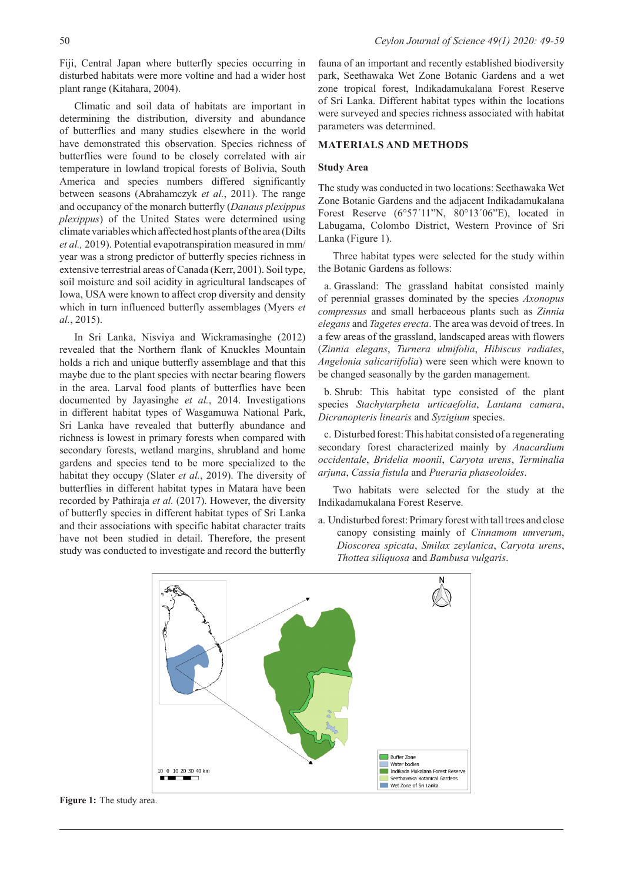Fiji, Central Japan where butterfly species occurring in disturbed habitats were more voltine and had a wider host plant range (Kitahara, 2004).

Climatic and soil data of habitats are important in determining the distribution, diversity and abundance of butterflies and many studies elsewhere in the world have demonstrated this observation. Species richness of butterflies were found to be closely correlated with air temperature in lowland tropical forests of Bolivia, South America and species numbers differed significantly between seasons (Abrahamczyk *et al.*, 2011). The range and occupancy of the monarch butterfly (*Danaus plexippus plexippus*) of the United States were determined using climate variables which affected host plants of the area (Dilts *et al.,* 2019). Potential evapotranspiration measured in mm/year was a strong predictor of butterfly species richness in extensive terrestrial areas of Canada (Kerr, 2001). Soil type, soil moisture and soil acidity in agricultural landscapes of Iowa, USA were known to affect crop diversity and density which in turn influenced butterfly assemblages (Myers *et al.*, 2015).

In Sri Lanka, Nisviya and Wickramasinghe (2012) revealed that the Northern flank of Knuckles Mountain holds a rich and unique butterfly assemblage and that this maybe due to the plant species with nectar bearing flowers in the area. Larval food plants of butterflies have been documented by Jayasinghe *et al.*, 2014. Investigations in different habitat types of Wasgamuwa National Park, Sri Lanka have revealed that butterfly abundance and richness is lowest in primary forests when compared with secondary forests, wetland margins, shrubland and home gardens and species tend to be more specialized to the habitat they occupy (Slater *et al.*, 2019). The diversity of butterflies in different habitat types in Matara have been recorded by Pathiraja *et al.* (2017). However, the diversity of butterfly species in different habitat types of Sri Lanka and their associations with specific habitat character traits have not been studied in detail. Therefore, the present study was conducted to investigate and record the butterfly fauna of an important and recently established biodiversity park, Seethawaka Wet Zone Botanic Gardens and a wet zone tropical forest, Indikadamukalana Forest Reserve of Sri Lanka. Different habitat types within the locations were surveyed and species richness associated with habitat parameters was determined.

## MATERIALS AND METHODS

### Study Area

The study was conducted in two locations: Seethawaka Wet Zone Botanic Gardens and the adjacent Indikadamukalana Forest Reserve (6°57´11"N, 80°13´06"E), located in Labugama, Colombo District, Western Province of Sri Lanka (Figure 1).

Three habitat types were selected for the study within the Botanic Gardens as follows:

a. Grassland: The grassland habitat consisted mainly of perennial grasses dominated by the species *Axonopus compressus* and small herbaceous plants such as *Zinnia elegans* and *Tagetes erecta*. The area was devoid of trees. In a few areas of the grassland, landscaped areas with flowers (*Zinnia elegans*, *Turnera ulmifolia*, *Hibiscus radiates*, *Angelonia salicariifolia*) were seen which were known to be changed seasonally by the garden management.

b. Shrub: This habitat type consisted of the plant species *Stachytarpheta urticaefolia*, *Lantana camara*, *Dicranopteris linearis* and *Syzigium* species.

c. Disturbed forest: This habitat consisted of a regenerating secondary forest characterized mainly by *Anacardium occidentale*, *Bridelia moonii*, *Caryota urens*, *Terminalia arjuna*, *Cassia fistula* and *Pueraria phaseoloides*.

Two habitats were selected for the study at the Indikadamukalana Forest Reserve.

a. Undisturbed forest: Primary forest with tall trees and close canopy consisting mainly of *Cinnamom umverum*, *Dioscorea spicata*, *Smilax zeylanica*, *Caryota urens*, *Thottea siliquosa* and *Bambusa vulgaris*.

**Figure 1:** The study area.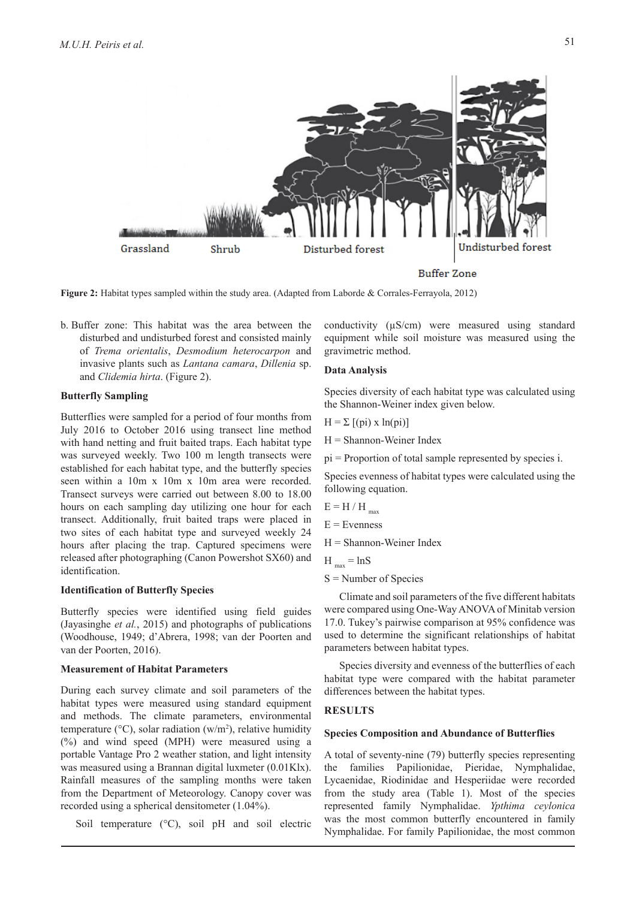Grassland Shrub Disturbed forest Undisturbed forest

Buffer Zone

**Figure 2:** Habitat types sampled within the study area. (Adapted from Laborde & Corrales-Ferrayola, 2012)

b. Buffer zone: This habitat was the area between the disturbed and undisturbed forest and consisted mainly of *Trema orientalis*, *Desmodium heterocarpon* and invasive plants such as *Lantana camara*, *Dillenia* sp. and *Clidemia hirta*. (Figure 2).

### Butterfly Sampling

Butterflies were sampled for a period of four months from July 2016 to October 2016 using transect line method with hand netting and fruit baited traps. Each habitat type was surveyed weekly. Two 100 m length transects were established for each habitat type, and the butterfly species seen within a 10m x 10m x 10m area were recorded. Transect surveys were carried out between 8.00 to 18.00 hours on each sampling day utilizing one hour for each transect. Additionally, fruit baited traps were placed in two sites of each habitat type and surveyed weekly 24 hours after placing the trap. Captured specimens were released after photographing (Canon Powershot SX60) and identification.

### Identification of Butterfly Species

Butterfly species were identified using field guides (Jayasinghe *et al.*, 2015) and photographs of publications (Woodhouse, 1949; d'Abrera, 1998; van der Poorten and van der Poorten, 2016).

### Measurement of Habitat Parameters

During each survey climate and soil parameters of the habitat types were measured using standard equipment and methods. The climate parameters, environmental temperature (°C), solar radiation (w/m$^2$), relative humidity (%) and wind speed (MPH) were measured using a portable Vantage Pro 2 weather station, and light intensity was measured using a Brannan digital luxmeter (0.01Klx). Rainfall measures of the sampling months were taken from the Department of Meteorology. Canopy cover was recorded using a spherical densitometer (1.04%).

Soil temperature (°C), soil pH and soil electric conductivity (µS/cm) were measured using standard equipment while soil moisture was measured using the gravimetric method.

### Data Analysis

Species diversity of each habitat type was calculated using the Shannon-Weiner index given below.

$$H = \Sigma [(p_i) \times \ln(p_i)]$$

H = Shannon-Weiner Index

$p_i$ = Proportion of total sample represented by species i.

Species evenness of habitat types were calculated using the following equation.

$$E = H / H_{max}$$

E = Evenness

H = Shannon-Weiner Index

$H_{max} = \ln S$

S = Number of Species

Climate and soil parameters of the five different habitats were compared using One-Way ANOVA of Minitab version 17.0. Tukey's pairwise comparison at 95% confidence was used to determine the significant relationships of habitat parameters between habitat types.

Species diversity and evenness of the butterflies of each habitat type were compared with the habitat parameter differences between the habitat types.

## RESULTS

### Species Composition and Abundance of Butterflies

A total of seventy-nine (79) butterfly species representing the families Papilionidae, Pieridae, Nymphalidae, Lycaenidae, Riodinidae and Hesperiidae were recorded from the study area (Table 1). Most of the species represented family Nymphalidae. *Ypthima ceylonica* was the most common butterfly encountered in family Nymphalidae. For family Papilionidae, the most common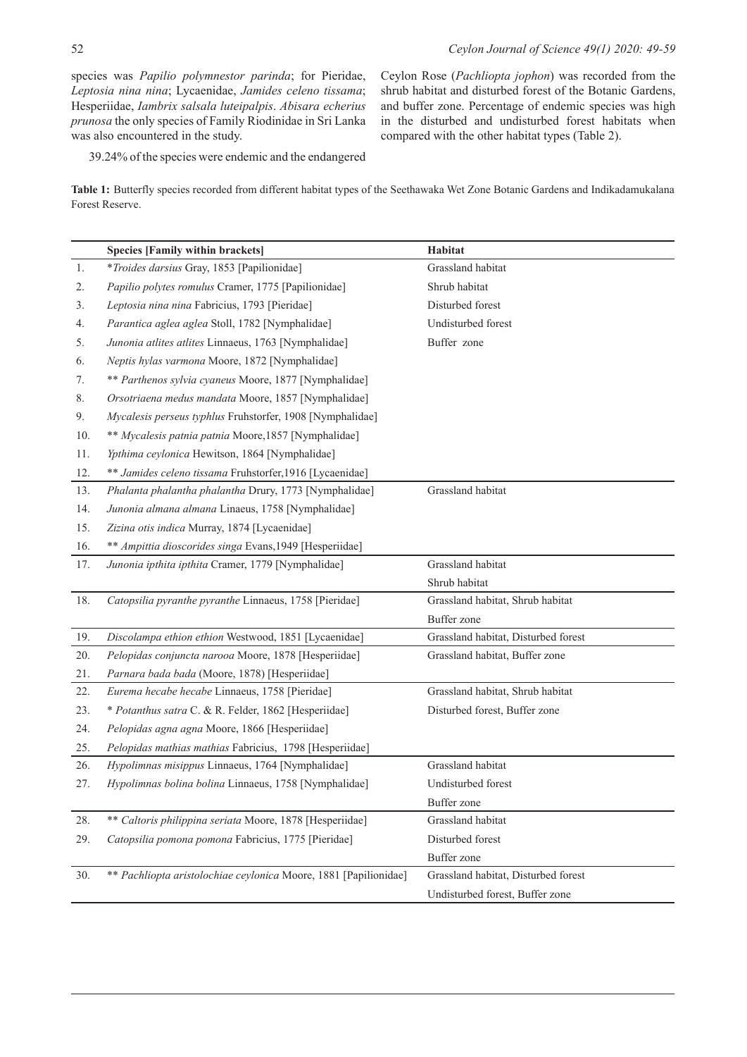species was *Papilio polymnestor parinda*; for Pieridae, *Leptosia nina nina*; Lycaenidae, *Jamides celeno tissama*; Hesperiidae, *Iambrix salsala luteipalpis*. *Abisara echerius prunosa* the only species of Family Riodinidae in Sri Lanka was also encountered in the study.

39.24% of the species were endemic and the endangered Ceylon Rose (*Pachliopta jophon*) was recorded from the shrub habitat and disturbed forest of the Botanic Gardens, and buffer zone. Percentage of endemic species was high in the disturbed and undisturbed forest habitats when compared with the other habitat types (Table 2).

**Table 1:** Butterfly species recorded from different habitat types of the Seethawaka Wet Zone Botanic Gardens and Indikadamukalana Forest Reserve.

| | Species [Family within brackets] | Habitat |
|---|---|---|
| 1. | **Troides darsius* Gray, 1853 [Papilionidae] | Grassland habitat |
| 2. | *Papilio polytes romulus* Cramer, 1775 [Papilionidae] | Shrub habitat |
| 3. | *Leptosia nina nina* Fabricius, 1793 [Pieridae] | Disturbed forest |
| 4. | *Parantica aglea aglea* Stoll, 1782 [Nymphalidae] | Undisturbed forest |
| 5. | *Junonia atlites atlites* Linnaeus, 1763 [Nymphalidae] | Buffer zone |
| 6. | *Neptis hylas varmona* Moore, 1872 [Nymphalidae] | |
| 7. | ** *Parthenos sylvia cyaneus* Moore, 1877 [Nymphalidae] | |
| 8. | *Orsotriaena medus mandata* Moore, 1857 [Nymphalidae] | |
| 9. | *Mycalesis perseus typhlus* Fruhstorfer, 1908 [Nymphalidae] | |
| 10. | ** *Mycalesis patnia patnia* Moore,1857 [Nymphalidae] | |
| 11. | *Ypthima ceylonica* Hewitson, 1864 [Nymphalidae] | |
| 12. | ** *Jamides celeno tissama* Fruhstorfer,1916 [Lycaenidae] | |
| 13. | *Phalanta phalantha phalantha* Drury, 1773 [Nymphalidae] | Grassland habitat |
| 14. | *Junonia almana almana* Linaeus, 1758 [Nymphalidae] | |
| 15. | *Zizina otis indica* Murray, 1874 [Lycaenidae] | |
| 16. | ** *Ampittia dioscorides singa* Evans,1949 [Hesperiidae] | |
| 17. | *Junonia ipthita ipthita* Cramer, 1779 [Nymphalidae] | Grassland habitat<br>Shrub habitat |
| 18. | *Catopsilia pyranthe pyranthe* Linnaeus, 1758 [Pieridae] | Grassland habitat, Shrub habitat<br>Buffer zone |
| 19. | *Discolampa ethion ethion* Westwood, 1851 [Lycaenidae] | Grassland habitat, Disturbed forest |
| 20. | *Pelopidas conjuncta narooa* Moore, 1878 [Hesperiidae] | Grassland habitat, Buffer zone |
| 21. | *Parnara bada bada* (Moore, 1878) [Hesperiidae] | |
| 22. | *Eurema hecabe hecabe* Linnaeus, 1758 [Pieridae] | Grassland habitat, Shrub habitat |
| 23. | * *Potanthus satra* C. & R. Felder, 1862 [Hesperiidae] | Disturbed forest, Buffer zone |
| 24. | *Pelopidas agna agna* Moore, 1866 [Hesperiidae] | |
| 25. | *Pelopidas mathias mathias* Fabricius, 1798 [Hesperiidae] | |
| 26. | *Hypolimnas misippus* Linnaeus, 1764 [Nymphalidae] | Grassland habitat |
| 27. | *Hypolimnas bolina bolina* Linnaeus, 1758 [Nymphalidae] | Undisturbed forest<br>Buffer zone |
| 28. | ** *Caltoris philippina seriata* Moore, 1878 [Hesperiidae] | Grassland habitat |
| 29. | *Catopsilia pomona pomona* Fabricius, 1775 [Pieridae] | Disturbed forest<br>Buffer zone |
| 30. | ** *Pachliopta aristolochiae ceylonica* Moore, 1881 [Papilionidae] | Grassland habitat, Disturbed forest<br>Undisturbed forest, Buffer zone |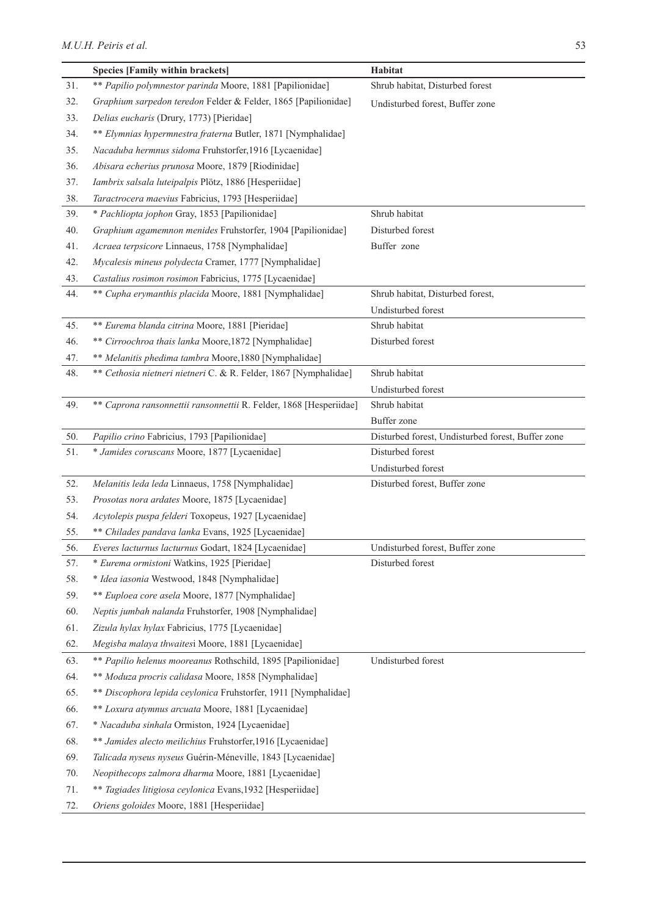| | Species [Family within brackets] | Habitat |
|---|---|---|
| 31. | ** *Papilio polymnestor parinda* Moore, 1881 [Papilionidae] | Shrub habitat, Disturbed forest |
| 32. | *Graphium sarpedon teredon* Felder & Felder, 1865 [Papilionidae] | Undisturbed forest, Buffer zone |
| 33. | *Delias eucharis* (Drury, 1773) [Pieridae] | |
| 34. | ** *Elymnias hypermnestra fraterna* Butler, 1871 [Nymphalidae] | |
| 35. | *Nacaduba hermnus sidoma* Fruhstorfer,1916 [Lycaenidae] | |
| 36. | *Abisara echerius prunosa* Moore, 1879 [Riodinidae] | |
| 37. | *Iambrix salsala luteipalpis* Plötz, 1886 [Hesperiidae] | |
| 38. | *Taractrocera maevius* Fabricius, 1793 [Hesperiidae] | |
| 39. | * *Pachliopta jophon* Gray, 1853 [Papilionidae] | Shrub habitat |
| 40. | *Graphium agamemnon menides* Fruhstorfer, 1904 [Papilionidae] | Disturbed forest |
| 41. | *Acraea terpsicore* Linnaeus, 1758 [Nymphalidae] | Buffer zone |
| 42. | *Mycalesis mineus polydecta* Cramer, 1777 [Nymphalidae] | |
| 43. | *Castalius rosimon rosimon* Fabricius, 1775 [Lycaenidae] | |
| 44. | ** *Cupha erymanthis placida* Moore, 1881 [Nymphalidae] | Shrub habitat, Disturbed forest, Undisturbed forest |
| 45. | ** *Eurema blanda citrina* Moore, 1881 [Pieridae] | Shrub habitat |
| 46. | ** *Cirroochroa thais lanka* Moore,1872 [Nymphalidae] | Disturbed forest |
| 47. | ** *Melanitis phedima tambra* Moore,1880 [Nymphalidae] | |
| 48. | ** *Cethosia nietneri nietneri* C. & R. Felder, 1867 [Nymphalidae] | Shrub habitat, Undisturbed forest |
| 49. | ** *Caprona ransonnettii ransonnettii* R. Felder, 1868 [Hesperiidae] | Shrub habitat, Buffer zone |
| 50. | *Papilio crino* Fabricius, 1793 [Papilionidae] | Disturbed forest, Undisturbed forest, Buffer zone |
| 51. | * *Jamides coruscans* Moore, 1877 [Lycaenidae] | Disturbed forest, Undisturbed forest |
| 52. | *Melanitis leda leda* Linnaeus, 1758 [Nymphalidae] | Disturbed forest, Buffer zone |
| 53. | *Prosotas nora ardates* Moore, 1875 [Lycaenidae] | |
| 54. | *Acytolepis puspa felderi* Toxopeus, 1927 [Lycaenidae] | |
| 55. | ** *Chilades pandava lanka* Evans, 1925 [Lycaenidae] | |
| 56. | *Everes lacturnus lacturnus* Godart, 1824 [Lycaenidae] | Undisturbed forest, Buffer zone |
| 57. | * *Eurema ormistoni* Watkins, 1925 [Pieridae] | Disturbed forest |
| 58. | * *Idea iasonia* Westwood, 1848 [Nymphalidae] | |
| 59. | ** *Euploea core asela* Moore, 1877 [Nymphalidae] | |
| 60. | *Neptis jumbah nalanda* Fruhstorfer, 1908 [Nymphalidae] | |
| 61. | *Zizula hylax hylax* Fabricius, 1775 [Lycaenidae] | |
| 62. | *Megisba malaya thwaitesi* Moore, 1881 [Lycaenidae] | |
| 63. | ** *Papilio helenus mooreanus* Rothschild, 1895 [Papilionidae] | Undisturbed forest |
| 64. | ** *Moduza procris calidasa* Moore, 1858 [Nymphalidae] | |
| 65. | ** *Discophora lepida ceylonica* Fruhstorfer, 1911 [Nymphalidae] | |
| 66. | ** *Loxura atymnus arcuata* Moore, 1881 [Lycaenidae] | |
| 67. | * *Nacaduba sinhala* Ormiston, 1924 [Lycaenidae] | |
| 68. | ** *Jamides alecto meilichius* Fruhstorfer,1916 [Lycaenidae] | |
| 69. | *Talicada nyseus nyseus* Guérin-Méneville, 1843 [Lycaenidae] | |
| 70. | *Neopithecops zalmora dharma* Moore, 1881 [Lycaenidae] | |
| 71. | ** *Tagiades litigiosa ceylonica* Evans,1932 [Hesperiidae] | |
| 72. | *Oriens goloides* Moore, 1881 [Hesperiidae] | |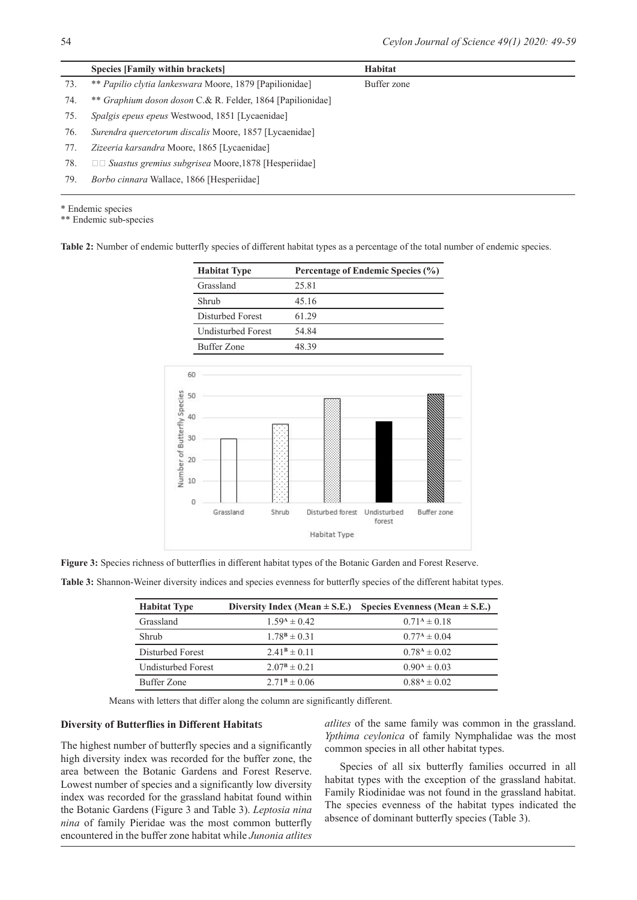| | Species [Family within brackets] | Habitat |
|---|---|---|
| 73. | ** *Papilio clytia lankeswara* Moore, 1879 [Papilionidae] | Buffer zone |
| 74. | ** *Graphium doson doson* C.& R. Felder, 1864 [Papilionidae] | |
| 75. | *Spalgis epeus epeus* Westwood, 1851 [Lycaenidae] | |
| 76. | *Surendra quercetorum discalis* Moore, 1857 [Lycaenidae] | |
| 77. | *Zizeeria karsandra* Moore, 1865 [Lycaenidae] | |
| 78. | □□ *Suastus gremius subgrisea* Moore,1878 [Hesperiidae] | |
| 79. | *Borbo cinnara* Wallace, 1866 [Hesperiidae] | |

\* Endemic species

\*\* Endemic sub-species

**Table 2:** Number of endemic butterfly species of different habitat types as a percentage of the total number of endemic species.

| Habitat Type | Percentage of Endemic Species (%) |
|---|---|
| Grassland | 25.81 |
| Shrub | 45.16 |
| Disturbed Forest | 61.29 |
| Undisturbed Forest | 54.84 |
| Buffer Zone | 48.39 |

**Figure 3:** Species richness of butterflies in different habitat types of the Botanic Garden and Forest Reserve.

**Table 3:** Shannon-Weiner diversity indices and species evenness for butterfly species of the different habitat types.

| Habitat Type | Diversity Index (Mean ± S.E.) | Species Evenness (Mean ± S.E.) |
|---|---|---|
| Grassland | $1.59^{A} \pm 0.42$ | $0.71^{A} \pm 0.18$ |
| Shrub | $1.78^{B} \pm 0.31$ | $0.77^{A} \pm 0.04$ |
| Disturbed Forest | $2.41^{B} \pm 0.11$ | $0.78^{A} \pm 0.02$ |
| Undisturbed Forest | $2.07^{B} \pm 0.21$ | $0.90^{A} \pm 0.03$ |
| Buffer Zone | $2.71^{B} \pm 0.06$ | $0.88^{A} \pm 0.02$ |

Means with letters that differ along the column are significantly different.

### Diversity of Butterflies in Different Habitats

The highest number of butterfly species and a significantly high diversity index was recorded for the buffer zone, the area between the Botanic Gardens and Forest Reserve. Lowest number of species and a significantly low diversity index was recorded for the grassland habitat found within the Botanic Gardens (Figure 3 and Table 3). *Leptosia nina nina* of family Pieridae was the most common butterfly encountered in the buffer zone habitat while *Junonia atlites atlites* of the same family was common in the grassland. *Ypthima ceylonica* of family Nymphalidae was the most common species in all other habitat types.

Species of all six butterfly families occurred in all habitat types with the exception of the grassland habitat. Family Riodinidae was not found in the grassland habitat. The species evenness of the habitat types indicated the absence of dominant butterfly species (Table 3).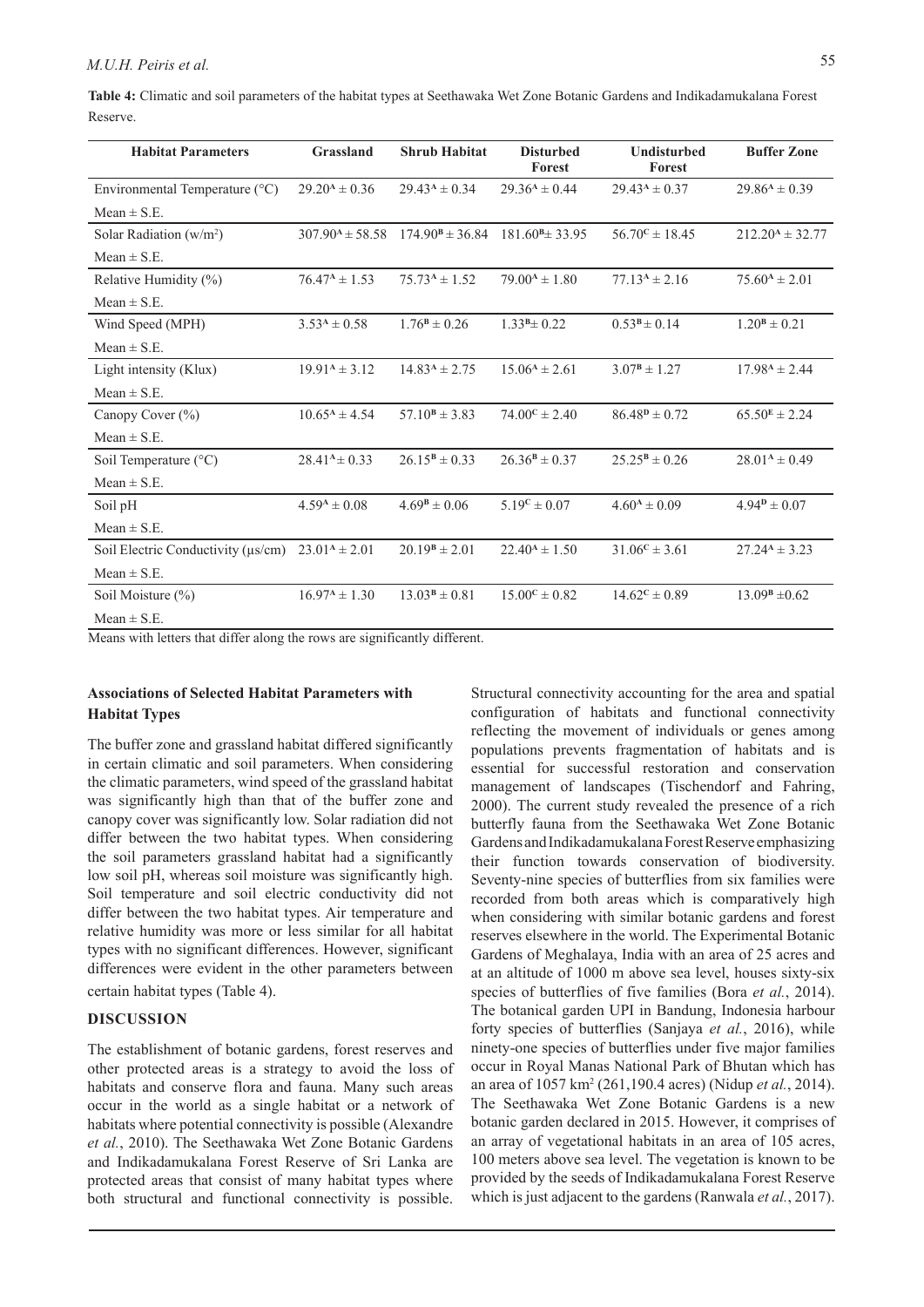**Table 4:** Climatic and soil parameters of the habitat types at Seethawaka Wet Zone Botanic Gardens and Indikadamukalana Forest Reserve.

| Habitat Parameters | Grassland | Shrub Habitat | Disturbed Forest | Undisturbed Forest | Buffer Zone |
|---|---|---|---|---|---|
| Environmental Temperature (°C) Mean ± S.E. | $29.20^{A} \pm 0.36$ | $29.43^{A} \pm 0.34$ | $29.36^{A} \pm 0.44$ | $29.43^{A} \pm 0.37$ | $29.86^{A} \pm 0.39$ |
| Solar Radiation (w/m$^2$) Mean ± S.E. | $307.90^{A} \pm 58.58$ | $174.90^{B} \pm 36.84$ | $181.60^{B} \pm 33.95$ | $56.70^{C} \pm 18.45$ | $212.20^{A} \pm 32.77$ |
| Relative Humidity (%) Mean ± S.E. | $76.47^{A} \pm 1.53$ | $75.73^{A} \pm 1.52$ | $79.00^{A} \pm 1.80$ | $77.13^{A} \pm 2.16$ | $75.60^{A} \pm 2.01$ |
| Wind Speed (MPH) Mean ± S.E. | $3.53^{A} \pm 0.58$ | $1.76^{B} \pm 0.26$ | $1.33^{B} \pm 0.22$ | $0.53^{B} \pm 0.14$ | $1.20^{B} \pm 0.21$ |
| Light intensity (Klux) Mean ± S.E. | $19.91^{A} \pm 3.12$ | $14.83^{A} \pm 2.75$ | $15.06^{A} \pm 2.61$ | $3.07^{B} \pm 1.27$ | $17.98^{A} \pm 2.44$ |
| Canopy Cover (%) Mean ± S.E. | $10.65^{A} \pm 4.54$ | $57.10^{B} \pm 3.83$ | $74.00^{C} \pm 2.40$ | $86.48^{D} \pm 0.72$ | $65.50^{E} \pm 2.24$ |
| Soil Temperature (°C) Mean ± S.E. | $28.41^{A} \pm 0.33$ | $26.15^{B} \pm 0.33$ | $26.36^{B} \pm 0.37$ | $25.25^{B} \pm 0.26$ | $28.01^{A} \pm 0.49$ |
| Soil pH Mean ± S.E. | $4.59^{A} \pm 0.08$ | $4.69^{B} \pm 0.06$ | $5.19^{C} \pm 0.07$ | $4.60^{A} \pm 0.09$ | $4.94^{D} \pm 0.07$ |
| Soil Electric Conductivity (µs/cm) Mean ± S.E. | $23.01^{A} \pm 2.01$ | $20.19^{B} \pm 2.01$ | $22.40^{A} \pm 1.50$ | $31.06^{C} \pm 3.61$ | $27.24^{A} \pm 3.23$ |
| Soil Moisture (%) Mean ± S.E. | $16.97^{A} \pm 1.30$ | $13.03^{B} \pm 0.81$ | $15.00^{C} \pm 0.82$ | $14.62^{C} \pm 0.89$ | $13.09^{B} \pm 0.62$ |

Means with letters that differ along the rows are significantly different.

### Associations of Selected Habitat Parameters with Habitat Types

The buffer zone and grassland habitat differed significantly in certain climatic and soil parameters. When considering the climatic parameters, wind speed of the grassland habitat was significantly high than that of the buffer zone and canopy cover was significantly low. Solar radiation did not differ between the two habitat types. When considering the soil parameters grassland habitat had a significantly low soil pH, whereas soil moisture was significantly high. Soil temperature and soil electric conductivity did not differ between the two habitat types. Air temperature and relative humidity was more or less similar for all habitat types with no significant differences. However, significant differences were evident in the other parameters between certain habitat types (Table 4).

## DISCUSSION

The establishment of botanic gardens, forest reserves and other protected areas is a strategy to avoid the loss of habitats and conserve flora and fauna. Many such areas occur in the world as a single habitat or a network of habitats where potential connectivity is possible (Alexandre *et al.*, 2010). The Seethawaka Wet Zone Botanic Gardens and Indikadamukalana Forest Reserve of Sri Lanka are protected areas that consist of many habitat types where both structural and functional connectivity is possible. Structural connectivity accounting for the area and spatial configuration of habitats and functional connectivity reflecting the movement of individuals or genes among populations prevents fragmentation of habitats and is essential for successful restoration and conservation management of landscapes (Tischendorf and Fahring, 2000). The current study revealed the presence of a rich butterfly fauna from the Seethawaka Wet Zone Botanic Gardens and Indikadamukalana Forest Reserve emphasizing their function towards conservation of biodiversity. Seventy-nine species of butterflies from six families were recorded from both areas which is comparatively high when considering with similar botanic gardens and forest reserves elsewhere in the world. The Experimental Botanic Gardens of Meghalaya, India with an area of 25 acres and at an altitude of 1000 m above sea level, houses sixty-six species of butterflies of five families (Bora *et al.*, 2014). The botanical garden UPI in Bandung, Indonesia harbour forty species of butterflies (Sanjaya *et al.*, 2016), while ninety-one species of butterflies under five major families occur in Royal Manas National Park of Bhutan which has an area of 1057 km$^2$ (261,190.4 acres) (Nidup *et al.*, 2014). The Seethawaka Wet Zone Botanic Gardens is a new botanic garden declared in 2015. However, it comprises of an array of vegetational habitats in an area of 105 acres, 100 meters above sea level. The vegetation is known to be provided by the seeds of Indikadamukalana Forest Reserve which is just adjacent to the gardens (Ranwala *et al.*, 2017).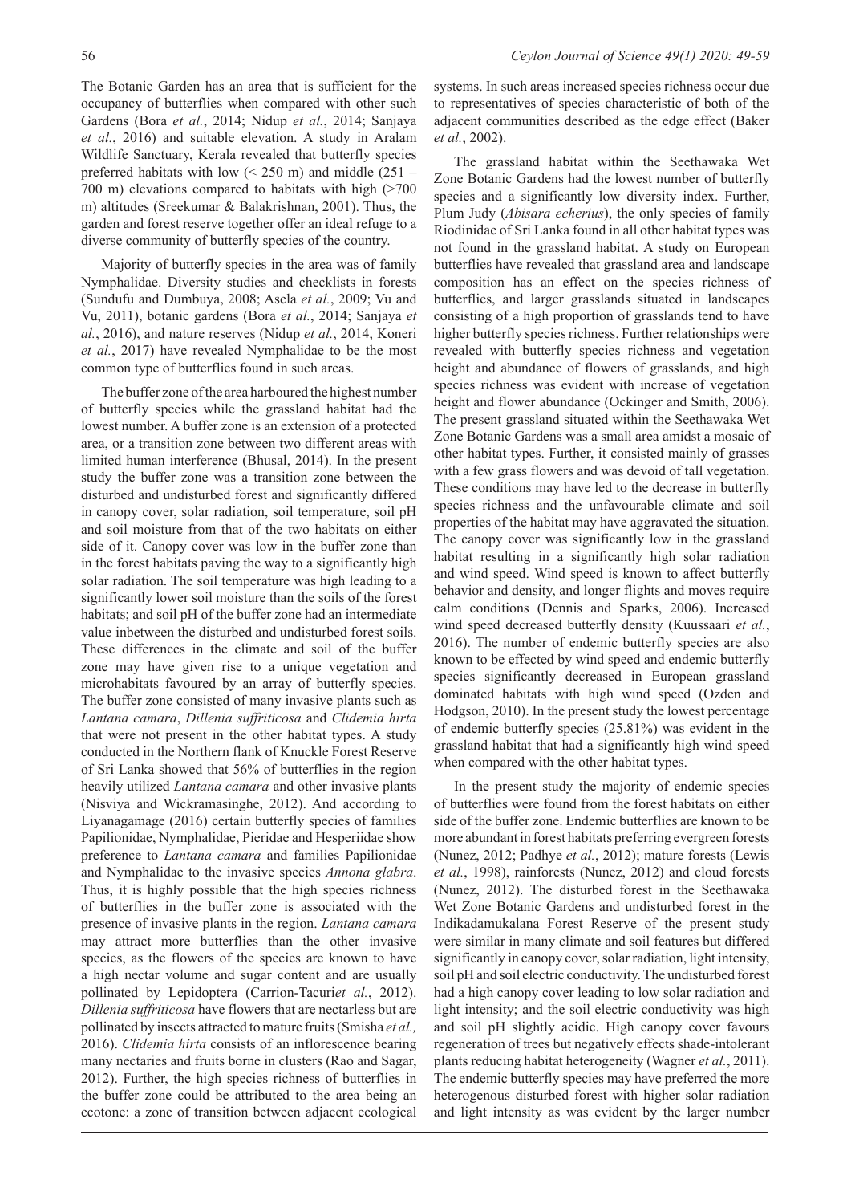The Botanic Garden has an area that is sufficient for the occupancy of butterflies when compared with other such Gardens (Bora *et al.*, 2014; Nidup *et al.*, 2014; Sanjaya *et al.*, 2016) and suitable elevation. A study in Aralam Wildlife Sanctuary, Kerala revealed that butterfly species preferred habitats with low (< 250 m) and middle (251 – 700 m) elevations compared to habitats with high (>700 m) altitudes (Sreekumar & Balakrishnan, 2001). Thus, the garden and forest reserve together offer an ideal refuge to a diverse community of butterfly species of the country.

Majority of butterfly species in the area was of family Nymphalidae. Diversity studies and checklists in forests (Sundufu and Dumbuya, 2008; Asela *et al.*, 2009; Vu and Vu, 2011), botanic gardens (Bora *et al.*, 2014; Sanjaya *et al.*, 2016), and nature reserves (Nidup *et al.*, 2014, Koneri *et al.*, 2017) have revealed Nymphalidae to be the most common type of butterflies found in such areas.

The buffer zone of the area harboured the highest number of butterfly species while the grassland habitat had the lowest number. A buffer zone is an extension of a protected area, or a transition zone between two different areas with limited human interference (Bhusal, 2014). In the present study the buffer zone was a transition zone between the disturbed and undisturbed forest and significantly differed in canopy cover, solar radiation, soil temperature, soil pH and soil moisture from that of the two habitats on either side of it. Canopy cover was low in the buffer zone than in the forest habitats paving the way to a significantly high solar radiation. The soil temperature was high leading to a significantly lower soil moisture than the soils of the forest habitats; and soil pH of the buffer zone had an intermediate value inbetween the disturbed and undisturbed forest soils. These differences in the climate and soil of the buffer zone may have given rise to a unique vegetation and microhabitats favoured by an array of butterfly species. The buffer zone consisted of many invasive plants such as *Lantana camara*, *Dillenia suffriticosa* and *Clidemia hirta* that were not present in the other habitat types. A study conducted in the Northern flank of Knuckle Forest Reserve of Sri Lanka showed that 56% of butterflies in the region heavily utilized *Lantana camara* and other invasive plants (Nisviya and Wickramasinghe, 2012). And according to Liyanagamage (2016) certain butterfly species of families Papilionidae, Nymphalidae, Pieridae and Hesperiidae show preference to *Lantana camara* and families Papilionidae and Nymphalidae to the invasive species *Annona glabra*. Thus, it is highly possible that the high species richness of butterflies in the buffer zone is associated with the presence of invasive plants in the region. *Lantana camara* may attract more butterflies than the other invasive species, as the flowers of the species are known to have a high nectar volume and sugar content and are usually pollinated by Lepidoptera (Carrion-Tacuri*et al.*, 2012). *Dillenia suffriticosa* have flowers that are nectarless but are pollinated by insects attracted to mature fruits (Smisha *et al.,* 2016). *Clidemia hirta* consists of an inflorescence bearing many nectaries and fruits borne in clusters (Rao and Sagar, 2012). Further, the high species richness of butterflies in the buffer zone could be attributed to the area being an ecotone: a zone of transition between adjacent ecological systems. In such areas increased species richness occur due to representatives of species characteristic of both of the adjacent communities described as the edge effect (Baker *et al.*, 2002).

The grassland habitat within the Seethawaka Wet Zone Botanic Gardens had the lowest number of butterfly species and a significantly low diversity index. Further, Plum Judy (*Abisara echerius*), the only species of family Riodinidae of Sri Lanka found in all other habitat types was not found in the grassland habitat. A study on European butterflies have revealed that grassland area and landscape composition has an effect on the species richness of butterflies, and larger grasslands situated in landscapes consisting of a high proportion of grasslands tend to have higher butterfly species richness. Further relationships were revealed with butterfly species richness and vegetation height and abundance of flowers of grasslands, and high species richness was evident with increase of vegetation height and flower abundance (Ockinger and Smith, 2006). The present grassland situated within the Seethawaka Wet Zone Botanic Gardens was a small area amidst a mosaic of other habitat types. Further, it consisted mainly of grasses with a few grass flowers and was devoid of tall vegetation. These conditions may have led to the decrease in butterfly species richness and the unfavourable climate and soil properties of the habitat may have aggravated the situation. The canopy cover was significantly low in the grassland habitat resulting in a significantly high solar radiation and wind speed. Wind speed is known to affect butterfly behavior and density, and longer flights and moves require calm conditions (Dennis and Sparks, 2006). Increased wind speed decreased butterfly density (Kuussaari *et al.*, 2016). The number of endemic butterfly species are also known to be effected by wind speed and endemic butterfly species significantly decreased in European grassland dominated habitats with high wind speed (Ozden and Hodgson, 2010). In the present study the lowest percentage of endemic butterfly species (25.81%) was evident in the grassland habitat that had a significantly high wind speed when compared with the other habitat types.

In the present study the majority of endemic species of butterflies were found from the forest habitats on either side of the buffer zone. Endemic butterflies are known to be more abundant in forest habitats preferring evergreen forests (Nunez, 2012; Padhye *et al.*, 2012); mature forests (Lewis *et al.*, 1998), rainforests (Nunez, 2012) and cloud forests (Nunez, 2012). The disturbed forest in the Seethawaka Wet Zone Botanic Gardens and undisturbed forest in the Indikadamukalana Forest Reserve of the present study were similar in many climate and soil features but differed significantly in canopy cover, solar radiation, light intensity, soil pH and soil electric conductivity. The undisturbed forest had a high canopy cover leading to low solar radiation and light intensity; and the soil electric conductivity was high and soil pH slightly acidic. High canopy cover favours regeneration of trees but negatively effects shade-intolerant plants reducing habitat heterogeneity (Wagner *et al.*, 2011). The endemic butterfly species may have preferred the more heterogenous disturbed forest with higher solar radiation and light intensity as was evident by the larger number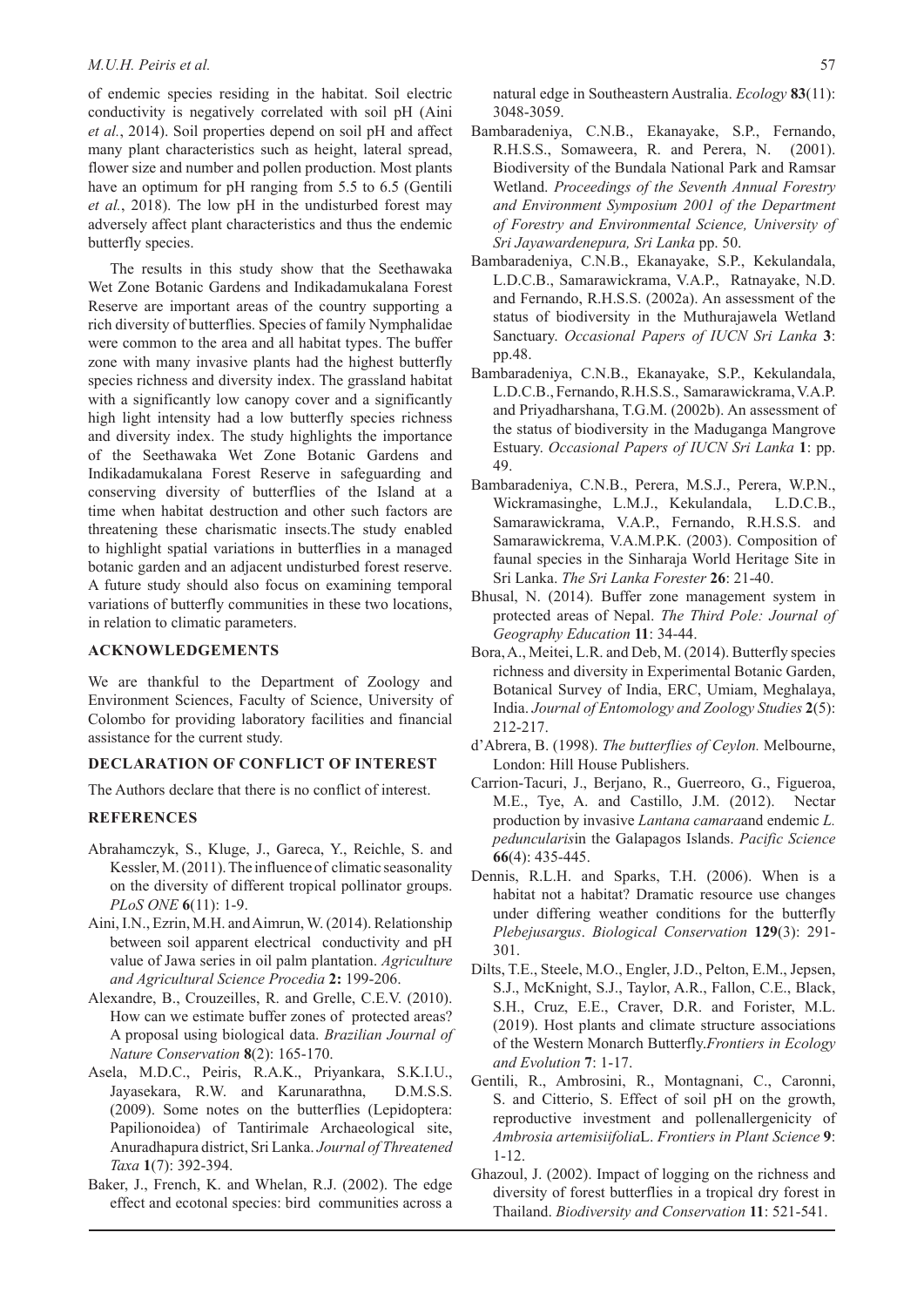of endemic species residing in the habitat. Soil electric conductivity is negatively correlated with soil pH (Aini *et al.*, 2014). Soil properties depend on soil pH and affect many plant characteristics such as height, lateral spread, flower size and number and pollen production. Most plants have an optimum for pH ranging from 5.5 to 6.5 (Gentili *et al.*, 2018). The low pH in the undisturbed forest may adversely affect plant characteristics and thus the endemic butterfly species.

The results in this study show that the Seethawaka Wet Zone Botanic Gardens and Indikadamukalana Forest Reserve are important areas of the country supporting a rich diversity of butterflies. Species of family Nymphalidae were common to the area and all habitat types. The buffer zone with many invasive plants had the highest butterfly species richness and diversity index. The grassland habitat with a significantly low canopy cover and a significantly high light intensity had a low butterfly species richness and diversity index. The study highlights the importance of the Seethawaka Wet Zone Botanic Gardens and Indikadamukalana Forest Reserve in safeguarding and conserving diversity of butterflies of the Island at a time when habitat destruction and other such factors are threatening these charismatic insects.The study enabled to highlight spatial variations in butterflies in a managed botanic garden and an adjacent undisturbed forest reserve. A future study should also focus on examining temporal variations of butterfly communities in these two locations, in relation to climatic parameters.

## ACKNOWLEDGEMENTS

We are thankful to the Department of Zoology and Environment Sciences, Faculty of Science, University of Colombo for providing laboratory facilities and financial assistance for the current study.

## DECLARATION OF CONFLICT OF INTEREST

The Authors declare that there is no conflict of interest.

## REFERENCES

Abrahamczyk, S., Kluge, J., Gareca, Y., Reichle, S. and Kessler, M. (2011). The influence of climatic seasonality on the diversity of different tropical pollinator groups. *PLoS ONE* **6**(11): 1-9.

Aini, I.N., Ezrin, M.H. and Aimrun, W. (2014). Relationship between soil apparent electrical conductivity and pH value of Jawa series in oil palm plantation. *Agriculture and Agricultural Science Procedia* **2:** 199-206.

Alexandre, B., Crouzeilles, R. and Grelle, C.E.V. (2010). How can we estimate buffer zones of protected areas? A proposal using biological data. *Brazilian Journal of Nature Conservation* **8**(2): 165-170.

Asela, M.D.C., Peiris, R.A.K., Priyankara, S.K.I.U., Jayasekara, R.W. and Karunarathna, D.M.S.S. (2009). Some notes on the butterflies (Lepidoptera: Papilionoidea) of Tantirimale Archaeological site, Anuradhapura district, Sri Lanka. *Journal of Threatened Taxa* **1**(7): 392-394.

Baker, J., French, K. and Whelan, R.J. (2002). The edge effect and ecotonal species: bird communities across a natural edge in Southeastern Australia. *Ecology* **83**(11): 3048-3059.

Bambaradeniya, C.N.B., Ekanayake, S.P., Fernando, R.H.S.S., Somaweera, R. and Perera, N. (2001). Biodiversity of the Bundala National Park and Ramsar Wetland. *Proceedings of the Seventh Annual Forestry and Environment Symposium 2001 of the Department of Forestry and Environmental Science, University of Sri Jayawardenepura, Sri Lanka* pp. 50.

Bambaradeniya, C.N.B., Ekanayake, S.P., Kekulandala, L.D.C.B., Samarawickrama, V.A.P., Ratnayake, N.D. and Fernando, R.H.S.S. (2002a). An assessment of the status of biodiversity in the Muthurajawela Wetland Sanctuary. *Occasional Papers of IUCN Sri Lanka* **3**: pp.48.

Bambaradeniya, C.N.B., Ekanayake, S.P., Kekulandala, L.D.C.B., Fernando, R.H.S.S., Samarawickrama, V.A.P. and Priyadharshana, T.G.M. (2002b). An assessment of the status of biodiversity in the Maduganga Mangrove Estuary. *Occasional Papers of IUCN Sri Lanka* **1**: pp. 49.

Bambaradeniya, C.N.B., Perera, M.S.J., Perera, W.P.N., Wickramasinghe, L.M.J., Kekulandala, L.D.C.B., Samarawickrama, V.A.P., Fernando, R.H.S.S. and Samarawickrema, V.A.M.P.K. (2003). Composition of faunal species in the Sinharaja World Heritage Site in Sri Lanka. *The Sri Lanka Forester* **26**: 21-40.

Bhusal, N. (2014). Buffer zone management system in protected areas of Nepal. *The Third Pole: Journal of Geography Education* **11**: 34-44.

Bora, A., Meitei, L.R. and Deb, M. (2014). Butterfly species richness and diversity in Experimental Botanic Garden, Botanical Survey of India, ERC, Umiam, Meghalaya, India. *Journal of Entomology and Zoology Studies* **2**(5): 212-217.

d'Abrera, B. (1998). *The butterflies of Ceylon.* Melbourne, London: Hill House Publishers.

Carrion-Tacuri, J., Berjano, R., Guerreoro, G., Figueroa, M.E., Tye, A. and Castillo, J.M. (2012). Nectar production by invasive *Lantana camara*and endemic *L. peduncularis*in the Galapagos Islands. *Pacific Science* **66**(4): 435-445.

Dennis, R.L.H. and Sparks, T.H. (2006). When is a habitat not a habitat? Dramatic resource use changes under differing weather conditions for the butterfly *Plebejusargus*. *Biological Conservation* **129**(3): 291-301.

Dilts, T.E., Steele, M.O., Engler, J.D., Pelton, E.M., Jepsen, S.J., McKnight, S.J., Taylor, A.R., Fallon, C.E., Black, S.H., Cruz, E.E., Craver, D.R. and Forister, M.L. (2019). Host plants and climate structure associations of the Western Monarch Butterfly.*Frontiers in Ecology and Evolution* **7**: 1-17.

Gentili, R., Ambrosini, R., Montagnani, C., Caronni, S. and Citterio, S. Effect of soil pH on the growth, reproductive investment and pollenallergenicity of *Ambrosia artemisiifolia*L. *Frontiers in Plant Science* **9**: 1-12.

Ghazoul, J. (2002). Impact of logging on the richness and diversity of forest butterflies in a tropical dry forest in Thailand. *Biodiversity and Conservation* **11**: 521-541.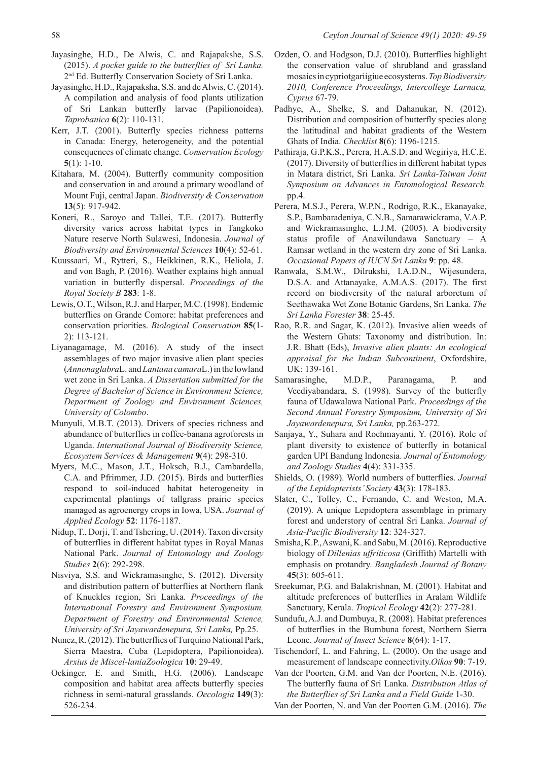Jayasinghe, H.D., De Alwis, C. and Rajapakshe, S.S. (2015). *A pocket guide to the butterflies of Sri Lanka.* 2nd Ed. Butterfly Conservation Society of Sri Lanka.

Jayasinghe, H.D., Rajapaksha, S.S. and de Alwis, C. (2014). A compilation and analysis of food plants utilization of Sri Lankan butterfly larvae (Papilionoidea). *Taprobanica* **6**(2): 110-131.

Kerr, J.T. (2001). Butterfly species richness patterns in Canada: Energy, heterogeneity, and the potential consequences of climate change. *Conservation Ecology* **5**(1): 1-10.

Kitahara, M. (2004). Butterfly community composition and conservation in and around a primary woodland of Mount Fuji, central Japan. *Biodiversity & Conservation* **13**(5): 917-942.

Koneri, R., Saroyo and Tallei, T.E. (2017). Butterfly diversity varies across habitat types in Tangkoko Nature reserve North Sulawesi, Indonesia. *Journal of Biodiversity and Environmental Sciences* **10**(4): 52-61.

Kuussaari, M., Rytteri, S., Heikkinen, R.K., Heliola, J. and von Bagh, P. (2016). Weather explains high annual variation in butterfly dispersal. *Proceedings of the Royal Society B* **283**: 1-8.

Lewis, O.T., Wilson, R.J. and Harper, M.C. (1998). Endemic butterflies on Grande Comore: habitat preferences and conservation priorities. *Biological Conservation* **85**(1-2): 113-121.

Liyanagamage, M. (2016). A study of the insect assemblages of two major invasive alien plant species (*Annonaglabra*L. and *Lantana camara*L.) in the lowland wet zone in Sri Lanka. *A Dissertation submitted for the Degree of Bachelor of Science in Environment Science, Department of Zoology and Environment Sciences, University of Colombo*.

Munyuli, M.B.T. (2013). Drivers of species richness and abundance of butterflies in coffee-banana agroforests in Uganda. *International Journal of Biodiversity Science, Ecosystem Services & Management* **9**(4): 298-310.

Myers, M.C., Mason, J.T., Hoksch, B.J., Cambardella, C.A. and Pfrimmer, J.D. (2015). Birds and butterflies respond to soil-induced habitat heterogeneity in experimental plantings of tallgrass prairie species managed as agroenergy crops in Iowa, USA. *Journal of Applied Ecology* **52**: 1176-1187.

Nidup, T., Dorji, T. and Tshering, U. (2014). Taxon diversity of butterflies in different habitat types in Royal Manas National Park. *Journal of Entomology and Zoology Studies* **2**(6): 292-298.

Nisviya, S.S. and Wickramasinghe, S. (2012). Diversity and distribution pattern of butterflies at Northern flank of Knuckles region, Sri Lanka. *Proceedings of the International Forestry and Environment Symposium, Department of Forestry and Environmental Science, University of Sri Jayawardenepura, Sri Lanka,* Pp.25.

Nunez, R. (2012). The butterflies of Turquino National Park, Sierra Maestra, Cuba (Lepidoptera, Papilionoidea). *Arxius de Miscel-laniaZoologica* **10**: 29-49.

Ockinger, E. and Smith, H.G. (2006). Landscape composition and habitat area affects butterfly species richness in semi-natural grasslands. *Oecologia* **149**(3): 526-234.

Ozden, O. and Hodgson, D.J. (2010). Butterflies highlight the conservation value of shrubland and grassland mosaics in cypriotgariigiue ecosystems. *Top Biodiversity 2010, Conference Proceedings, Intercollege Larnaca, Cyprus* 67-79.

Padhye, A., Shelke, S. and Dahanukar, N. (2012). Distribution and composition of butterfly species along the latitudinal and habitat gradients of the Western Ghats of India. *Checklist* **8**(6): 1196-1215.

Pathiraja, G.P.K.S., Perera, H.A.S.D. and Wegiriya, H.C.E. (2017). Diversity of butterflies in different habitat types in Matara district, Sri Lanka. *Sri Lanka-Taiwan Joint Symposium on Advances in Entomological Research,* pp.4.

Perera, M.S.J., Perera, W.P.N., Rodrigo, R.K., Ekanayake, S.P., Bambaradeniya, C.N.B., Samarawickrama, V.A.P. and Wickramasinghe, L.J.M. (2005). A biodiversity status profile of Anawilundawa Sanctuary – A Ramsar wetland in the western dry zone of Sri Lanka. *Occasional Papers of IUCN Sri Lanka* **9**: pp. 48.

Ranwala, S.M.W., Dilrukshi, I.A.D.N., Wijesundera, D.S.A. and Attanayake, A.M.A.S. (2017). The first record on biodiversity of the natural arboretum of Seethawaka Wet Zone Botanic Gardens, Sri Lanka. *The Sri Lanka Forester* **38**: 25-45.

Rao, R.R. and Sagar, K. (2012). Invasive alien weeds of the Western Ghats: Taxonomy and distribution. In: J.R. Bhatt (Eds), *Invasive alien plants: An ecological appraisal for the Indian Subcontinent*, Oxfordshire, UK: 139-161.

Samarasinghe, M.D.P., Paranagama, P. and Veediyabandara, S. (1998). Survey of the butterfly fauna of Udawalawa National Park. *Proceedings of the Second Annual Forestry Symposium, University of Sri Jayawardenepura, Sri Lanka,* pp.263-272.

Sanjaya, Y., Suhara and Rochmayanti, Y. (2016). Role of plant diversity to existence of butterfly in botanical garden UPI Bandung Indonesia. *Journal of Entomology and Zoology Studies* **4**(4): 331-335.

Shields, O. (1989). World numbers of butterflies. *Journal of the Lepidopterists' Society* **43**(3): 178-183.

Slater, C., Tolley, C., Fernando, C. and Weston, M.A. (2019). A unique Lepidoptera assemblage in primary forest and understory of central Sri Lanka. *Journal of Asia-Pacific Biodiversity* **12**: 324-327.

Smisha, K.P., Aswani, K. and Sabu, M. (2016). Reproductive biology of *Dillenias uffriticosa* (Griffith) Martelli with emphasis on protandry. *Bangladesh Journal of Botany* **45**(3): 605-611.

Sreekumar, P.G. and Balakrishnan, M. (2001). Habitat and altitude preferences of butterflies in Aralam Wildlife Sanctuary, Kerala. *Tropical Ecology* **42**(2): 277-281.

Sundufu, A.J. and Dumbuya, R. (2008). Habitat preferences of butterflies in the Bumbuna forest, Northern Sierra Leone. *Journal of Insect Science* **8**(64): 1-17.

Tischendorf, L. and Fahring, L. (2000). On the usage and measurement of landscape connectivity.*Oikos* **90**: 7-19.

Van der Poorten, G.M. and Van der Poorten, N.E. (2016). The butterfly fauna of Sri Lanka. *Distribution Atlas of the Butterflies of Sri Lanka and a Field Guide* 1-30.

Van der Poorten, N. and Van der Poorten G.M. (2016). *The*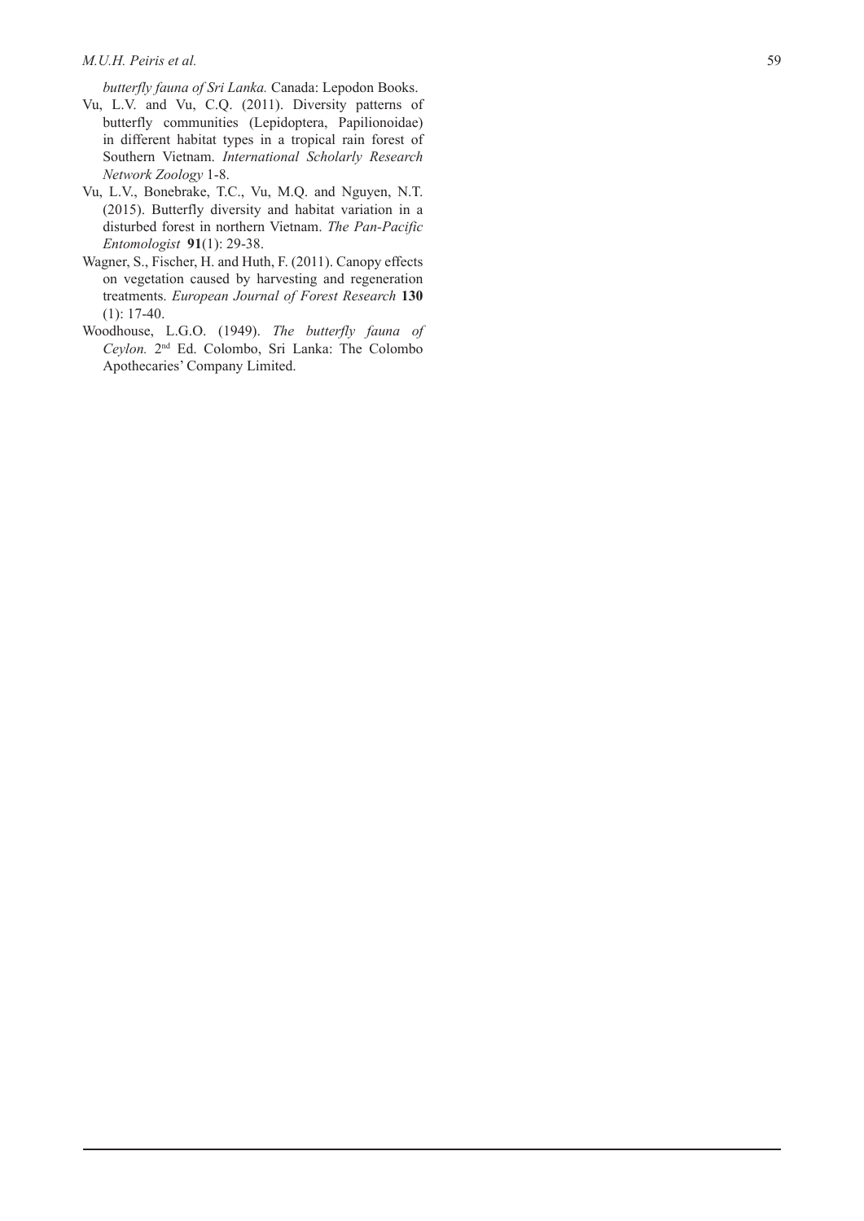*butterfly fauna of Sri Lanka.* Canada: Lepodon Books.

Vu, L.V. and Vu, C.Q. (2011). Diversity patterns of butterfly communities (Lepidoptera, Papilionoidae) in different habitat types in a tropical rain forest of Southern Vietnam. *International Scholarly Research Network Zoology* 1-8.

Vu, L.V., Bonebrake, T.C., Vu, M.Q. and Nguyen, N.T. (2015). Butterfly diversity and habitat variation in a disturbed forest in northern Vietnam. *The Pan-Pacific Entomologist* **91**(1): 29-38.

Wagner, S., Fischer, H. and Huth, F. (2011). Canopy effects on vegetation caused by harvesting and regeneration treatments. *European Journal of Forest Research* **130** (1): 17-40.

Woodhouse, L.G.O. (1949). *The butterfly fauna of Ceylon.* 2nd Ed. Colombo, Sri Lanka: The Colombo Apothecaries' Company Limited.